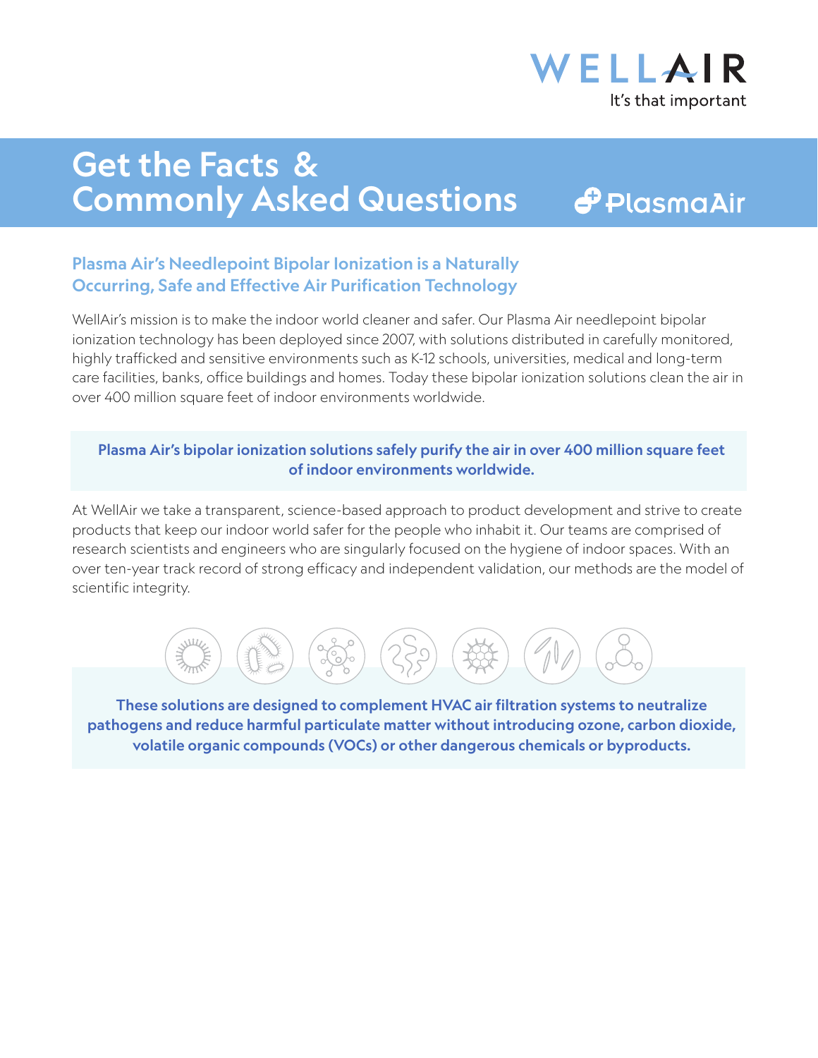WELLAIR
It's that important

# Get the Facts & Commonly Asked Questions

PlasmaAir

## Plasma Air's Needlepoint Bipolar Ionization is a Naturally Occurring, Safe and Effective Air Purification Technology

WellAir's mission is to make the indoor world cleaner and safer. Our Plasma Air needlepoint bipolar ionization technology has been deployed since 2007, with solutions distributed in carefully monitored, highly trafficked and sensitive environments such as K-12 schools, universities, medical and long-term care facilities, banks, office buildings and homes. Today these bipolar ionization solutions clean the air in over 400 million square feet of indoor environments worldwide.

**Plasma Air's bipolar ionization solutions safely purify the air in over 400 million square feet of indoor environments worldwide.**

At WellAir we take a transparent, science-based approach to product development and strive to create products that keep our indoor world safer for the people who inhabit it. Our teams are comprised of research scientists and engineers who are singularly focused on the hygiene of indoor spaces. With an over ten-year track record of strong efficacy and independent validation, our methods are the model of scientific integrity.

**These solutions are designed to complement HVAC air filtration systems to neutralize pathogens and reduce harmful particulate matter without introducing ozone, carbon dioxide, volatile organic compounds (VOCs) or other dangerous chemicals or byproducts.**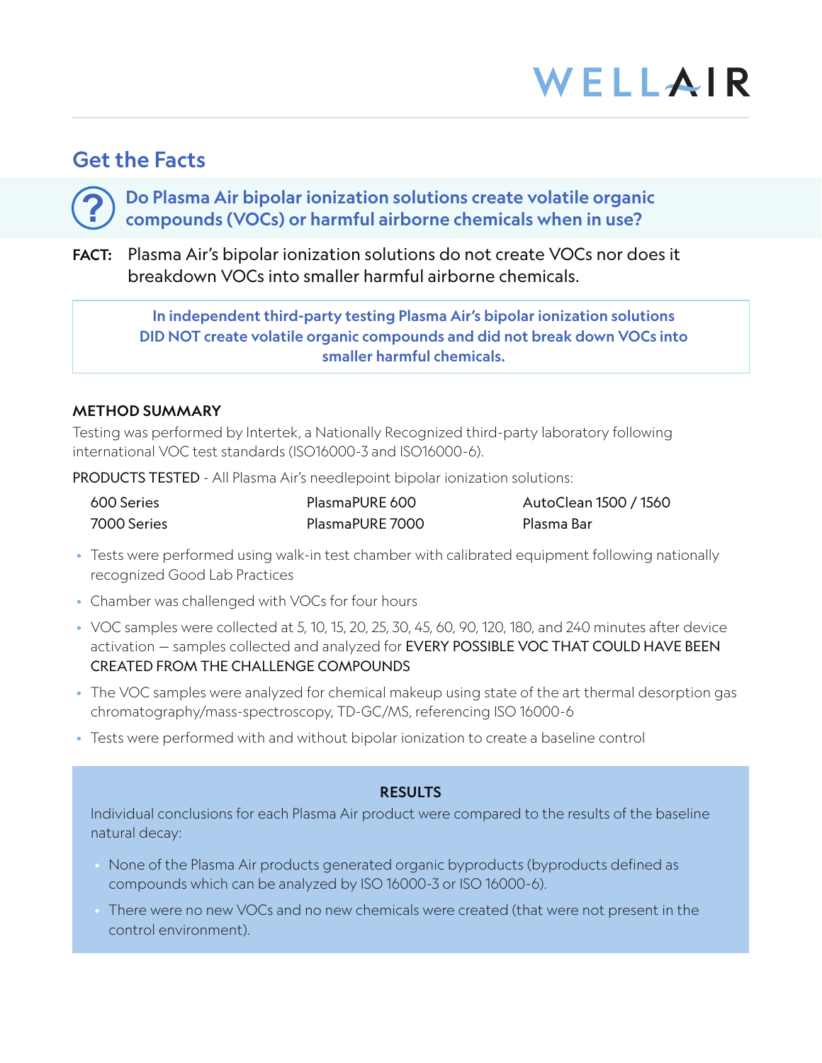WELLAIR

## Get the Facts

### Do Plasma Air bipolar ionization solutions create volatile organic compounds (VOCs) or harmful airborne chemicals when in use?

**FACT:** Plasma Air's bipolar ionization solutions do not create VOCs nor does it breakdown VOCs into smaller harmful airborne chemicals.

**In independent third-party testing Plasma Air's bipolar ionization solutions DID NOT create volatile organic compounds and did not break down VOCs into smaller harmful chemicals.**

### METHOD SUMMARY

Testing was performed by Intertek, a Nationally Recognized third-party laboratory following international VOC test standards (ISO16000-3 and ISO16000-6).

PRODUCTS TESTED - All Plasma Air's needlepoint bipolar ionization solutions:

| | | |
|---|---|---|
| 600 Series | PlasmaPURE 600 | AutoClean 1500 / 1560 |
| 7000 Series | PlasmaPURE 7000 | Plasma Bar |

- Tests were performed using walk-in test chamber with calibrated equipment following nationally recognized Good Lab Practices
- Chamber was challenged with VOCs for four hours
- VOC samples were collected at 5, 10, 15, 20, 25, 30, 45, 60, 90, 120, 180, and 240 minutes after device activation — samples collected and analyzed for EVERY POSSIBLE VOC THAT COULD HAVE BEEN CREATED FROM THE CHALLENGE COMPOUNDS
- The VOC samples were analyzed for chemical makeup using state of the art thermal desorption gas chromatography/mass-spectroscopy, TD-GC/MS, referencing ISO 16000-6
- Tests were performed with and without bipolar ionization to create a baseline control

### RESULTS

Individual conclusions for each Plasma Air product were compared to the results of the baseline natural decay:

- None of the Plasma Air products generated organic byproducts (byproducts defined as compounds which can be analyzed by ISO 16000-3 or ISO 16000-6).
- There were no new VOCs and no new chemicals were created (that were not present in the control environment).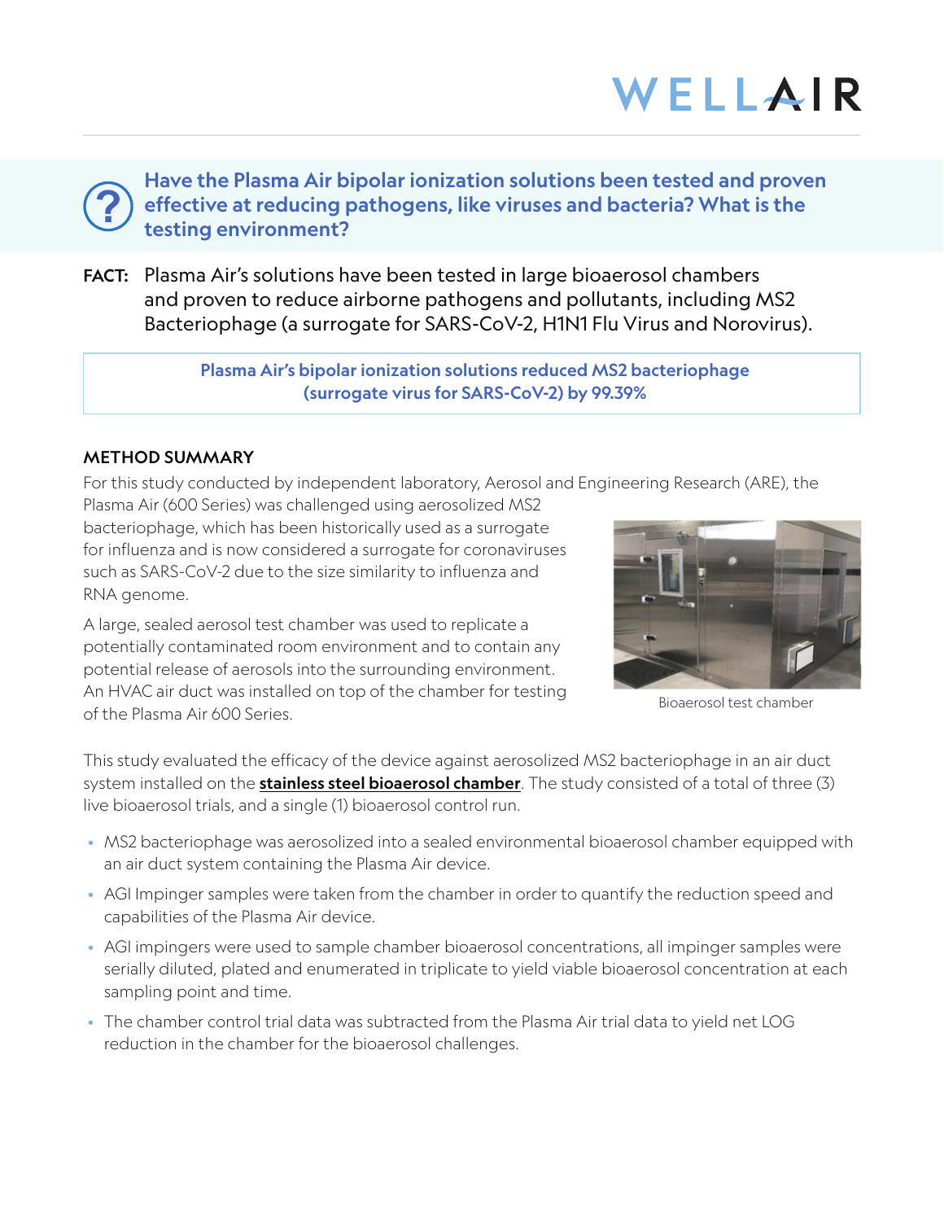## Have the Plasma Air bipolar ionization solutions been tested and proven effective at reducing pathogens, like viruses and bacteria? What is the testing environment?

**FACT:** Plasma Air's solutions have been tested in large bioaerosol chambers and proven to reduce airborne pathogens and pollutants, including MS2 Bacteriophage (a surrogate for SARS-CoV-2, H1N1 Flu Virus and Norovirus).

**Plasma Air's bipolar ionization solutions reduced MS2 bacteriophage (surrogate virus for SARS-CoV-2) by 99.39%**

### METHOD SUMMARY

For this study conducted by independent laboratory, Aerosol and Engineering Research (ARE), the Plasma Air (600 Series) was challenged using aerosolized MS2 bacteriophage, which has been historically used as a surrogate for influenza and is now considered a surrogate for coronaviruses such as SARS-CoV-2 due to the size similarity to influenza and RNA genome.

A large, sealed aerosol test chamber was used to replicate a potentially contaminated room environment and to contain any potential release of aerosols into the surrounding environment. An HVAC air duct was installed on top of the chamber for testing of the Plasma Air 600 Series.

Bioaerosol test chamber

This study evaluated the efficacy of the device against aerosolized MS2 bacteriophage in an air duct system installed on the **stainless steel bioaerosol chamber**. The study consisted of a total of three (3) live bioaerosol trials, and a single (1) bioaerosol control run.

- MS2 bacteriophage was aerosolized into a sealed environmental bioaerosol chamber equipped with an air duct system containing the Plasma Air device.
- AGI Impinger samples were taken from the chamber in order to quantify the reduction speed and capabilities of the Plasma Air device.
- AGI impingers were used to sample chamber bioaerosol concentrations, all impinger samples were serially diluted, plated and enumerated in triplicate to yield viable bioaerosol concentration at each sampling point and time.
- The chamber control trial data was subtracted from the Plasma Air trial data to yield net LOG reduction in the chamber for the bioaerosol challenges.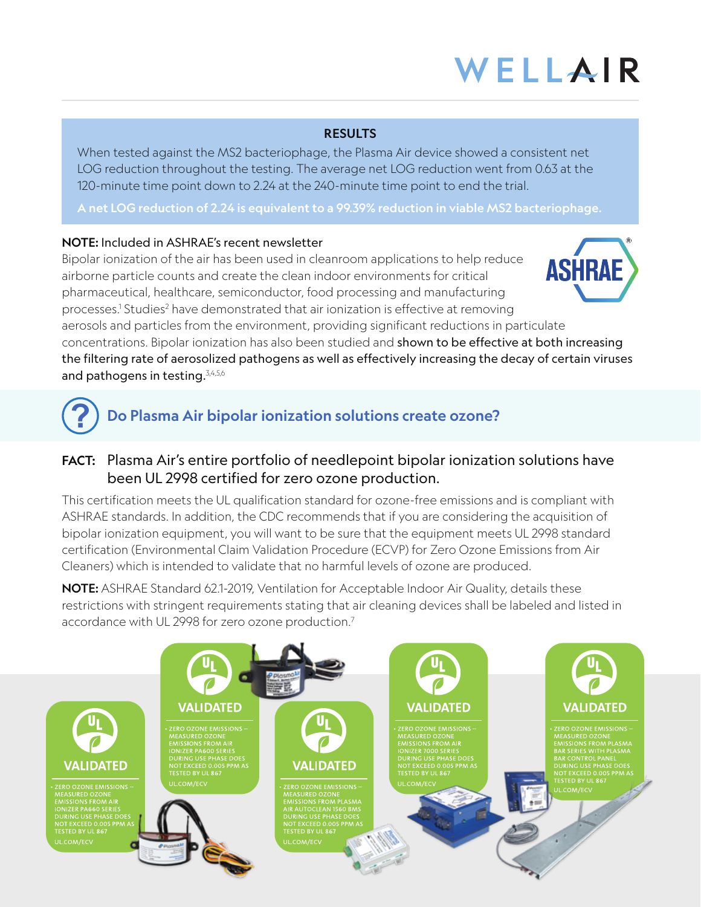## RESULTS

When tested against the MS2 bacteriophage, the Plasma Air device showed a consistent net LOG reduction throughout the testing. The average net LOG reduction went from 0.63 at the 120-minute time point down to 2.24 at the 240-minute time point to end the trial.

**A net LOG reduction of 2.24 is equivalent to a 99.39% reduction in viable MS2 bacteriophage.**

**NOTE:** Included in ASHRAE's recent newsletter

Bipolar ionization of the air has been used in cleanroom applications to help reduce airborne particle counts and create the clean indoor environments for critical pharmaceutical, healthcare, semiconductor, food processing and manufacturing processes.[1] Studies[2] have demonstrated that air ionization is effective at removing aerosols and particles from the environment, providing significant reductions in particulate concentrations. Bipolar ionization has also been studied and shown to be effective at both increasing the filtering rate of aerosolized pathogens as well as effectively increasing the decay of certain viruses and pathogens in testing.[3,4,5,6]

## Do Plasma Air bipolar ionization solutions create ozone?

**FACT:** Plasma Air's entire portfolio of needlepoint bipolar ionization solutions have been UL 2998 certified for zero ozone production.

This certification meets the UL qualification standard for ozone-free emissions and is compliant with ASHRAE standards. In addition, the CDC recommends that if you are considering the acquisition of bipolar ionization equipment, you will want to be sure that the equipment meets UL 2998 standard certification (Environmental Claim Validation Procedure (ECVP) for Zero Ozone Emissions from Air Cleaners) which is intended to validate that no harmful levels of ozone are produced.

**NOTE:** ASHRAE Standard 62.1-2019, Ventilation for Acceptable Indoor Air Quality, details these restrictions with stringent requirements stating that air cleaning devices shall be labeled and listed in accordance with UL 2998 for zero ozone production.[7]

**VALIDATED**
- ZERO OZONE EMISSIONS – MEASURED OZONE EMISSIONS FROM AIR IONIZER PA660 SERIES DURING USE PHASE DOES NOT EXCEED 0.005 PPM AS TESTED BY UL 867

UL.COM/ECV

**VALIDATED**
- ZERO OZONE EMISSIONS – MEASURED OZONE EMISSIONS FROM AIR IONIZER PA600 SERIES DURING USE PHASE DOES NOT EXCEED 0.005 PPM AS TESTED BY UL 867

UL.COM/ECV

**VALIDATED**
- ZERO OZONE EMISSIONS – MEASURED OZONE EMISSIONS FROM PLASMA AIR AUTOCLEAN 1560 BMS DURING USE PHASE DOES NOT EXCEED 0.005 PPM AS TESTED BY UL 867

UL.COM/ECV

**VALIDATED**
- ZERO OZONE EMISSIONS – MEASURED OZONE EMISSIONS FROM AIR IONIZER 7000 SERIES DURING USE PHASE DOES NOT EXCEED 0.005 PPM AS TESTED BY UL 867

UL.COM/ECV

**VALIDATED**
- ZERO OZONE EMISSIONS – MEASURED OZONE EMISSIONS FROM PLASMA BAR SERIES WITH PLASMA BAR CONTROL PANEL DURING USE PHASE DOES NOT EXCEED 0.005 PPM AS TESTED BY UL 867

UL.COM/ECV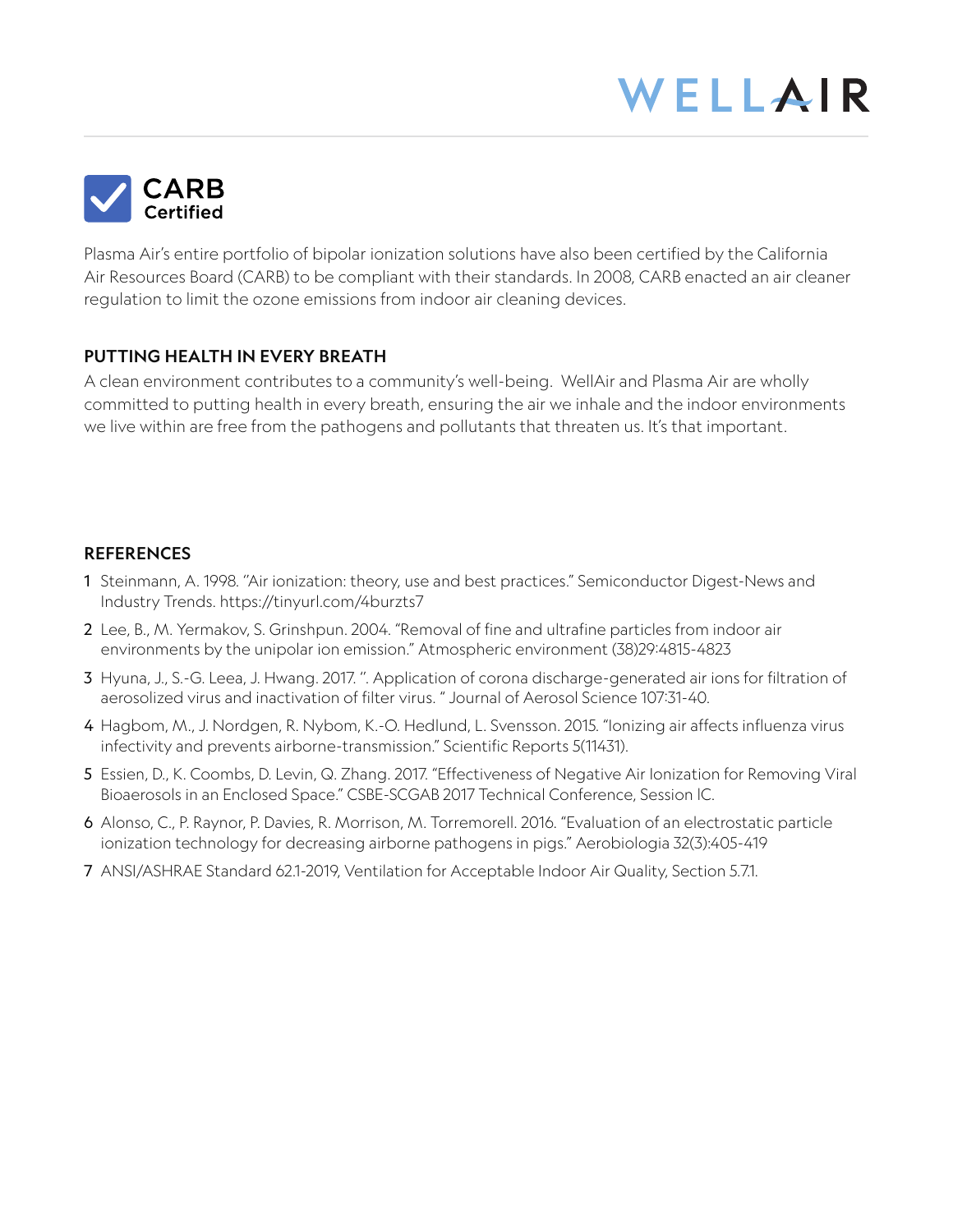## CARB Certified

Plasma Air's entire portfolio of bipolar ionization solutions have also been certified by the California Air Resources Board (CARB) to be compliant with their standards. In 2008, CARB enacted an air cleaner regulation to limit the ozone emissions from indoor air cleaning devices.

## PUTTING HEALTH IN EVERY BREATH

A clean environment contributes to a community's well-being. WellAir and Plasma Air are wholly committed to putting health in every breath, ensuring the air we inhale and the indoor environments we live within are free from the pathogens and pollutants that threaten us. It's that important.

## REFERENCES

1. Steinmann, A. 1998. "Air ionization: theory, use and best practices." Semiconductor Digest-News and Industry Trends. https://tinyurl.com/4burzts7
2. Lee, B., M. Yermakov, S. Grinshpun. 2004. "Removal of fine and ultrafine particles from indoor air environments by the unipolar ion emission." Atmospheric environment (38)29:4815-4823
3. Hyuna, J., S.-G. Leea, J. Hwang. 2017. ". Application of corona discharge-generated air ions for filtration of aerosolized virus and inactivation of filter virus. " Journal of Aerosol Science 107:31-40.
4. Hagbom, M., J. Nordgen, R. Nybom, K.-O. Hedlund, L. Svensson. 2015. "Ionizing air affects influenza virus infectivity and prevents airborne-transmission." Scientific Reports 5(11431).
5. Essien, D., K. Coombs, D. Levin, Q. Zhang. 2017. "Effectiveness of Negative Air Ionization for Removing Viral Bioaerosols in an Enclosed Space." CSBE-SCGAB 2017 Technical Conference, Session IC.
6. Alonso, C., P. Raynor, P. Davies, R. Morrison, M. Torremorell. 2016. "Evaluation of an electrostatic particle ionization technology for decreasing airborne pathogens in pigs." Aerobiologia 32(3):405-419
7. ANSI/ASHRAE Standard 62.1-2019, Ventilation for Acceptable Indoor Air Quality, Section 5.7.1.